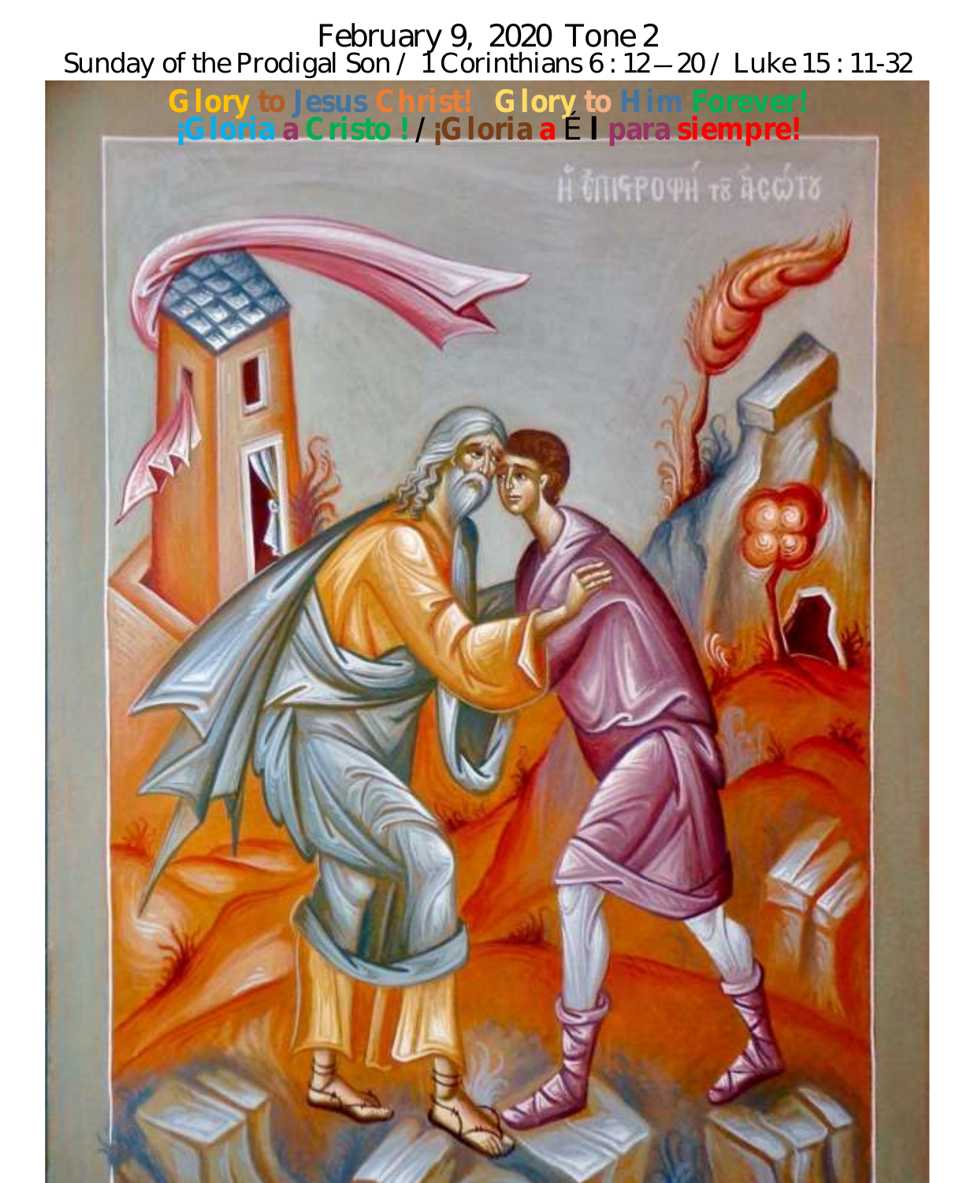February 9, 2020 Tone 2

Sunday of the Prodigal Son / 1 Corinthians 6 : 12 – 20 / Luke 15 : 11-32

**Glory to Jesus Christ! Glory to Him Forever!**

**¡Gloria a Cristo! / ¡Gloria a Él para siempre!**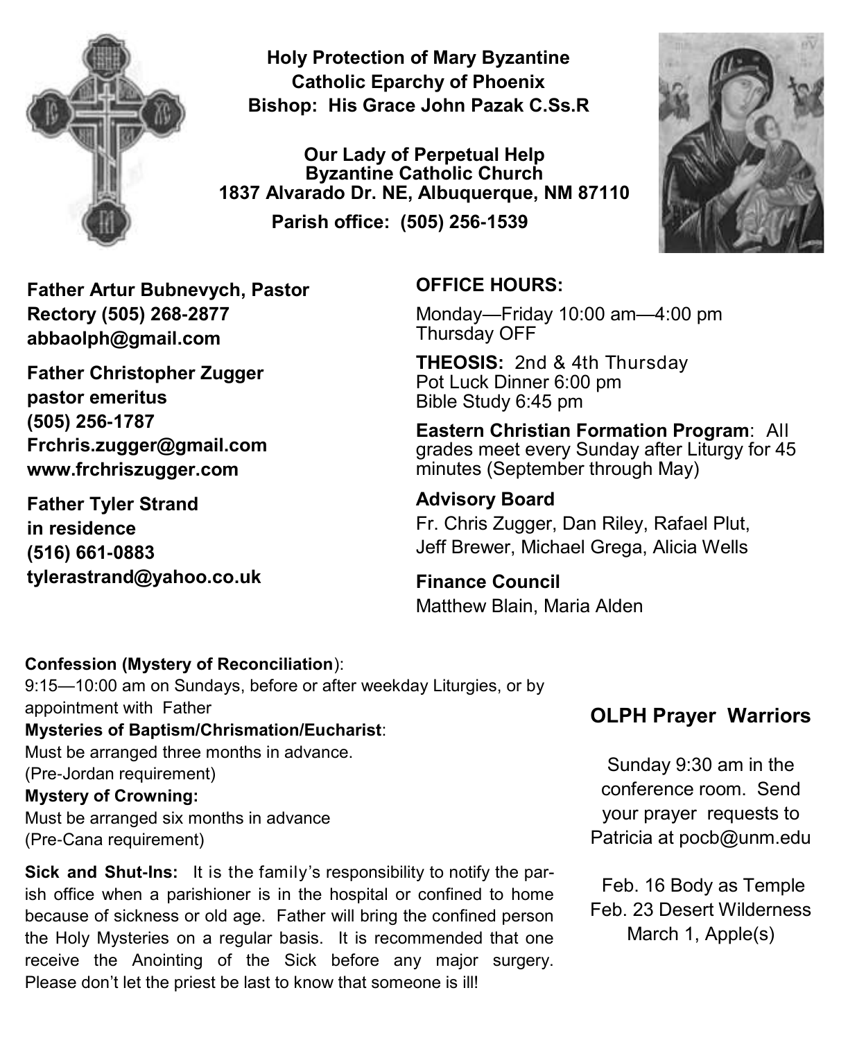**Holy Protection of Mary Byzantine Catholic Eparchy of Phoenix**
**Bishop: His Grace John Pazak C.Ss.R**

**Our Lady of Perpetual Help Byzantine Catholic Church**
**1837 Alvarado Dr. NE, Albuquerque, NM 87110**
**Parish office: (505) 256-1539**

**Father Artur Bubnevych, Pastor**
**Rectory (505) 268-2877**
**abbaolph@gmail.com**

**Father Christopher Zugger**
**pastor emeritus**
**(505) 256-1787**
**Frchris.zugger@gmail.com**
**www.frchriszugger.com**

**Father Tyler Strand**
**in residence**
**(516) 661-0883**
**tylerastrand@yahoo.co.uk**

**OFFICE HOURS:**

Monday—Friday 10:00 am—4:00 pm
Thursday OFF

**THEOSIS:** 2nd & 4th Thursday
Pot Luck Dinner 6:00 pm
Bible Study 6:45 pm

**Eastern Christian Formation Program**: All grades meet every Sunday after Liturgy for 45 minutes (September through May)

**Advisory Board**

Fr. Chris Zugger, Dan Riley, Rafael Plut, Jeff Brewer, Michael Grega, Alicia Wells

**Finance Council**

Matthew Blain, Maria Alden

**Confession (Mystery of Reconciliation**):
9:15—10:00 am on Sundays, before or after weekday Liturgies, or by appointment with Father

**Mysteries of Baptism/Chrismation/Eucharist**:
Must be arranged three months in advance.
(Pre-Jordan requirement)

**Mystery of Crowning:**
Must be arranged six months in advance
(Pre-Cana requirement)

**Sick and Shut-Ins:** It is the family's responsibility to notify the parish office when a parishioner is in the hospital or confined to home because of sickness or old age. Father will bring the confined person the Holy Mysteries on a regular basis. It is recommended that one receive the Anointing of the Sick before any major surgery. Please don't let the priest be last to know that someone is ill!

## OLPH Prayer Warriors

Sunday 9:30 am in the conference room. Send your prayer requests to Patricia at pocb@unm.edu

Feb. 16 Body as Temple
Feb. 23 Desert Wilderness
March 1, Apple(s)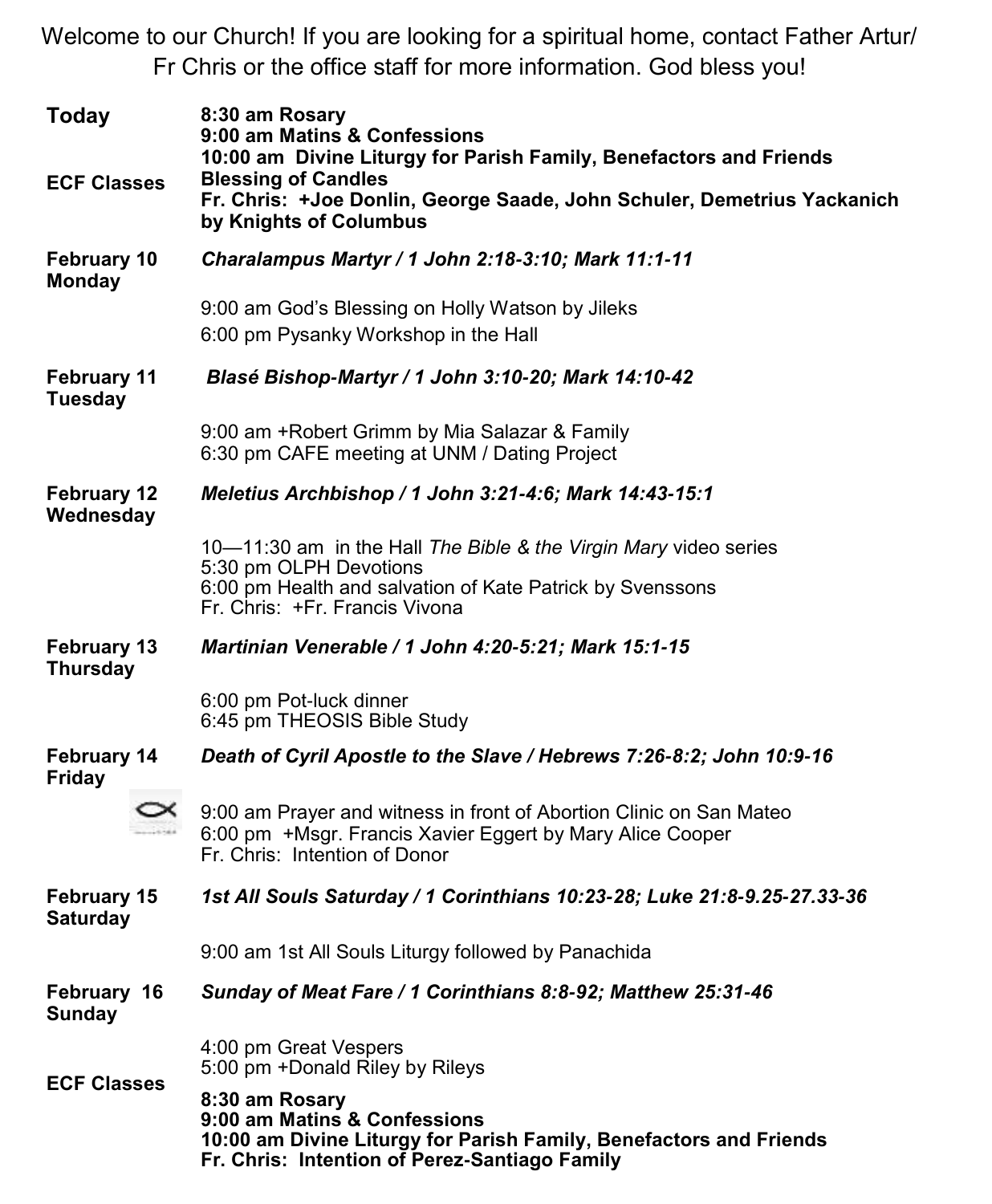Welcome to our Church! If you are looking for a spiritual home, contact Father Artur/ Fr Chris or the office staff for more information. God bless you!

**Today**

**ECF Classes**

**8:30 am Rosary**
**9:00 am Matins & Confessions**
**10:00 am Divine Liturgy for Parish Family, Benefactors and Friends**
**Blessing of Candles**
**Fr. Chris: +Joe Donlin, George Saade, John Schuler, Demetrius Yackanich by Knights of Columbus**

**February 10 Monday**

***Charalampus Martyr / 1 John 2:18-3:10; Mark 11:1-11***

9:00 am God's Blessing on Holly Watson by Jileks
6:00 pm Pysanky Workshop in the Hall

**February 11 Tuesday**

***Blasé Bishop-Martyr / 1 John 3:10-20; Mark 14:10-42***

9:00 am +Robert Grimm by Mia Salazar & Family
6:30 pm CAFE meeting at UNM / Dating Project

**February 12 Wednesday**

***Meletius Archbishop / 1 John 3:21-4:6; Mark 14:43-15:1***

10—11:30 am in the Hall *The Bible & the Virgin Mary* video series
5:30 pm OLPH Devotions
6:00 pm Health and salvation of Kate Patrick by Svenssons
Fr. Chris: +Fr. Francis Vivona

**February 13 Thursday**

***Martinian Venerable / 1 John 4:20-5:21; Mark 15:1-15***

6:00 pm Pot-luck dinner
6:45 pm THEOSIS Bible Study

**February 14 Friday**

***Death of Cyril Apostle to the Slave / Hebrews 7:26-8:2; John 10:9-16***

9:00 am Prayer and witness in front of Abortion Clinic on San Mateo
6:00 pm +Msgr. Francis Xavier Eggert by Mary Alice Cooper
Fr. Chris: Intention of Donor

**February 15 Saturday**

***1st All Souls Saturday / 1 Corinthians 10:23-28; Luke 21:8-9.25-27.33-36***

9:00 am 1st All Souls Liturgy followed by Panachida

**February 16 Sunday**

***Sunday of Meat Fare / 1 Corinthians 8:8-92; Matthew 25:31-46***

4:00 pm Great Vespers
5:00 pm +Donald Riley by Rileys

**ECF Classes**

**8:30 am Rosary**
**9:00 am Matins & Confessions**
**10:00 am Divine Liturgy for Parish Family, Benefactors and Friends**
**Fr. Chris: Intention of Perez-Santiago Family**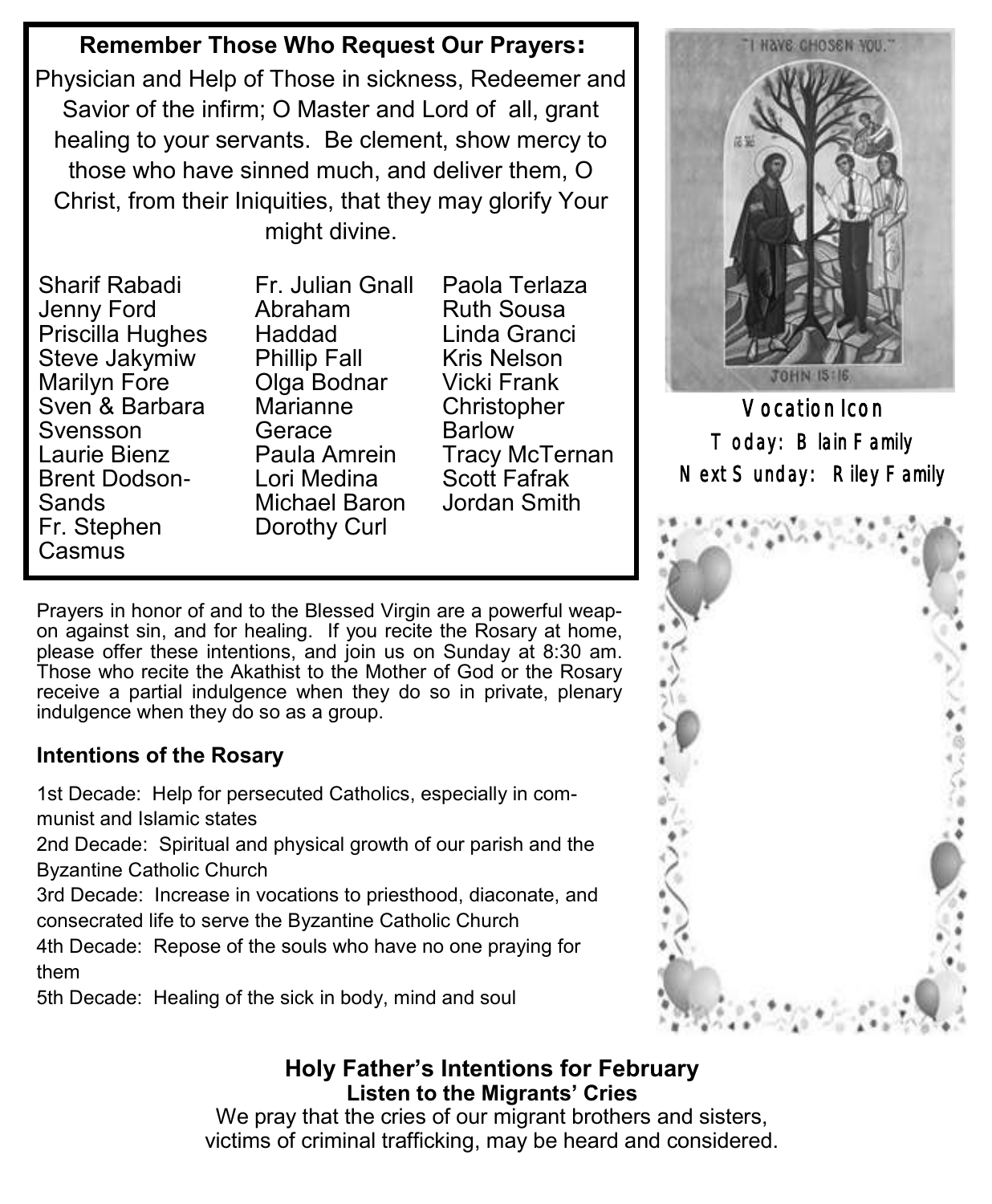## Remember Those Who Request Our Prayers:

Physician and Help of Those in sickness, Redeemer and Savior of the infirm; O Master and Lord of all, grant healing to your servants. Be clement, show mercy to those who have sinned much, and deliver them, O Christ, from their Iniquities, that they may glorify Your might divine.

Sharif Rabadi
Jenny Ford
Priscilla Hughes
Steve Jakymiw
Marilyn Fore
Sven & Barbara Svensson
Laurie Bienz
Brent Dodson-Sands
Fr. Stephen Casmus
Fr. Julian Gnall
Abraham Haddad
Phillip Fall
Olga Bodnar
Marianne Gerace
Paula Amrein
Lori Medina
Michael Baron
Dorothy Curl
Paola Terlaza
Ruth Sousa
Linda Granci
Kris Nelson
Vicki Frank
Christopher Barlow
Tracy McTernan
Scott Fafrak
Jordan Smith

Prayers in honor of and to the Blessed Virgin are a powerful weapon against sin, and for healing. If you recite the Rosary at home, please offer these intentions, and join us on Sunday at 8:30 am. Those who recite the Akathist to the Mother of God or the Rosary receive a partial indulgence when they do so in private, plenary indulgence when they do so as a group.

### Intentions of the Rosary

1st Decade: Help for persecuted Catholics, especially in communist and Islamic states
2nd Decade: Spiritual and physical growth of our parish and the Byzantine Catholic Church
3rd Decade: Increase in vocations to priesthood, diaconate, and consecrated life to serve the Byzantine Catholic Church
4th Decade: Repose of the souls who have no one praying for them
5th Decade: Healing of the sick in body, mind and soul

**Vocation Icon**
Today: Blain Family
Next Sunday: Riley Family

## Holy Father's Intentions for February

**Listen to the Migrants' Cries**

We pray that the cries of our migrant brothers and sisters, victims of criminal trafficking, may be heard and considered.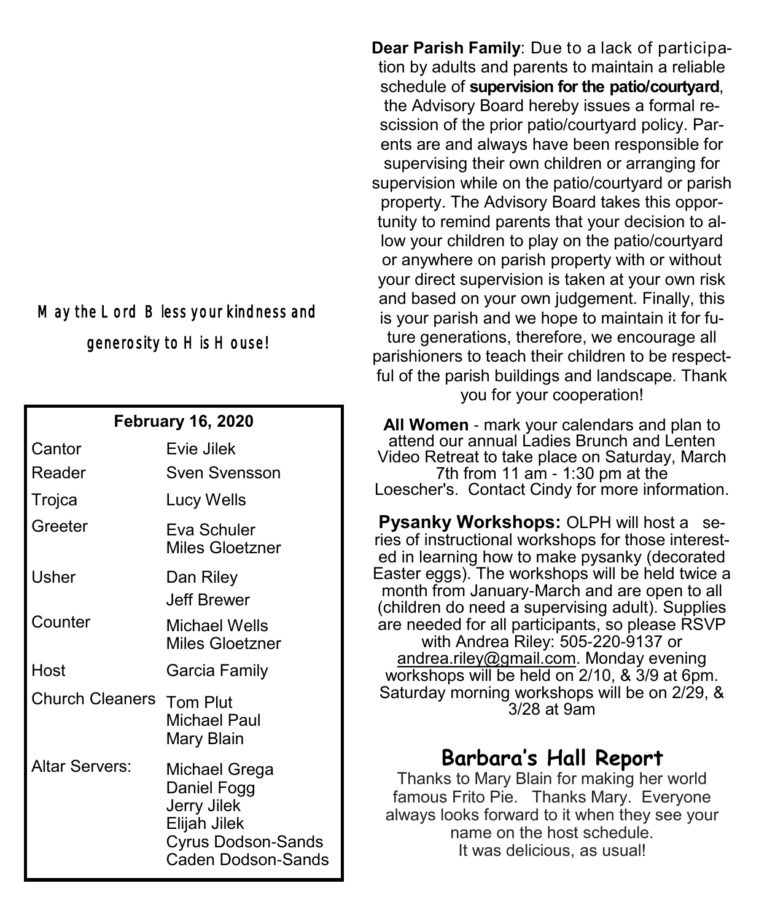May the Lord Bless your kindness and generosity to His House!

| February 16, 2020 | |
|---|---|
| Cantor | Evie Jilek |
| Reader | Sven Svensson |
| Trojca | Lucy Wells |
| Greeter | Eva Schuler<br>Miles Gloetzner |
| Usher | Dan Riley<br>Jeff Brewer |
| Counter | Michael Wells<br>Miles Gloetzner |
| Host | Garcia Family |
| Church Cleaners | Tom Plut<br>Michael Paul<br>Mary Blain |
| Altar Servers: | Michael Grega<br>Daniel Fogg<br>Jerry Jilek<br>Elijah Jilek<br>Cyrus Dodson-Sands<br>Caden Dodson-Sands |

**Dear Parish Family**: Due to a lack of participation by adults and parents to maintain a reliable schedule of **supervision for the patio/courtyard**, the Advisory Board hereby issues a formal rescission of the prior patio/courtyard policy. Parents are and always have been responsible for supervising their own children or arranging for supervision while on the patio/courtyard or parish property. The Advisory Board takes this opportunity to remind parents that your decision to allow your children to play on the patio/courtyard or anywhere on parish property with or without your direct supervision is taken at your own risk and based on your own judgement. Finally, this is your parish and we hope to maintain it for future generations, therefore, we encourage all parishioners to teach their children to be respectful of the parish buildings and landscape. Thank you for your cooperation!

**All Women** - mark your calendars and plan to attend our annual Ladies Brunch and Lenten Video Retreat to take place on Saturday, March 7th from 11 am - 1:30 pm at the Loescher's. Contact Cindy for more information.

**Pysanky Workshops:** OLPH will host a series of instructional workshops for those interested in learning how to make pysanky (decorated Easter eggs). The workshops will be held twice a month from January-March and are open to all (children do need a supervising adult). Supplies are needed for all participants, so please RSVP with Andrea Riley: 505-220-9137 or andrea.riley@gmail.com. Monday evening workshops will be held on 2/10, & 3/9 at 6pm. Saturday morning workshops will be on 2/29, & 3/28 at 9am

## Barbara's Hall Report

Thanks to Mary Blain for making her world famous Frito Pie. Thanks Mary. Everyone always looks forward to it when they see your name on the host schedule.
It was delicious, as usual!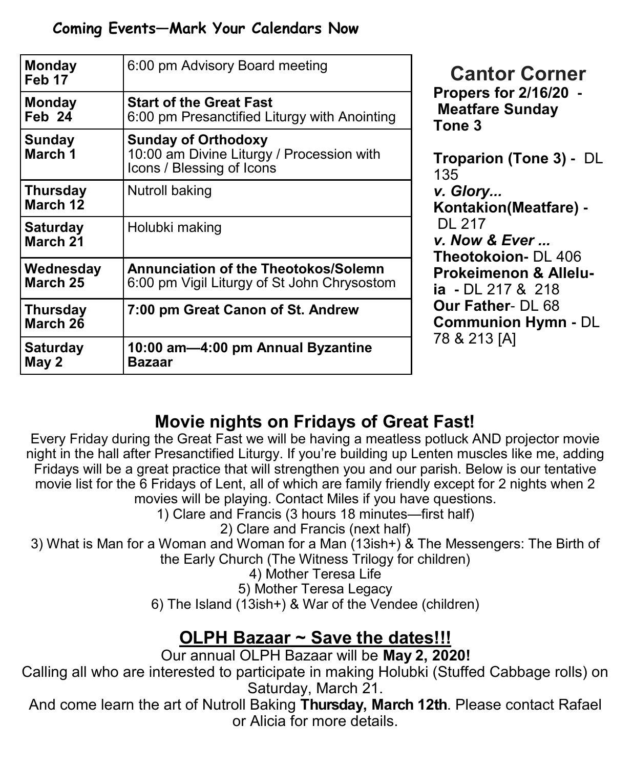## Coming Events—Mark Your Calendars Now

| | |
|---|---|
| **Monday Feb 17** | 6:00 pm Advisory Board meeting |
| **Monday Feb 24** | **Start of the Great Fast**<br>6:00 pm Presanctified Liturgy with Anointing |
| **Sunday March 1** | **Sunday of Orthodoxy**<br>10:00 am Divine Liturgy / Procession with Icons / Blessing of Icons |
| **Thursday March 12** | Nutroll baking |
| **Saturday March 21** | Holubki making |
| **Wednesday March 25** | **Annunciation of the Theotokos/Solemn**<br>6:00 pm Vigil Liturgy of St John Chrysostom |
| **Thursday March 26** | **7:00 pm Great Canon of St. Andrew** |
| **Saturday May 2** | **10:00 am—4:00 pm Annual Byzantine Bazaar** |

## Cantor Corner

**Propers for 2/16/20 - Meatfare Sunday Tone 3**

**Troparion (Tone 3) -** DL 135
***v. Glory...***
**Kontakion(Meatfare) -** DL 217
***v. Now & Ever ...***
**Theotokoion-** DL 406
**Prokeimenon & Alleluia -** DL 217 & 218
**Our Father**- DL 68
**Communion Hymn -** DL 78 & 213 [A]

## Movie nights on Fridays of Great Fast!

Every Friday during the Great Fast we will be having a meatless potluck AND projector movie night in the hall after Presanctified Liturgy. If you're building up Lenten muscles like me, adding Fridays will be a great practice that will strengthen you and our parish. Below is our tentative movie list for the 6 Fridays of Lent, all of which are family friendly except for 2 nights when 2 movies will be playing. Contact Miles if you have questions.

1) Clare and Francis (3 hours 18 minutes—first half)
2) Clare and Francis (next half)
3) What is Man for a Woman and Woman for a Man (13ish+) & The Messengers: The Birth of the Early Church (The Witness Trilogy for children)
4) Mother Teresa Life
5) Mother Teresa Legacy
6) The Island (13ish+) & War of the Vendee (children)

## OLPH Bazaar ~ Save the dates!!!

Our annual OLPH Bazaar will be **May 2, 2020!**

Calling all who are interested to participate in making Holubki (Stuffed Cabbage rolls) on Saturday, March 21.

And come learn the art of Nutroll Baking **Thursday, March 12th**. Please contact Rafael or Alicia for more details.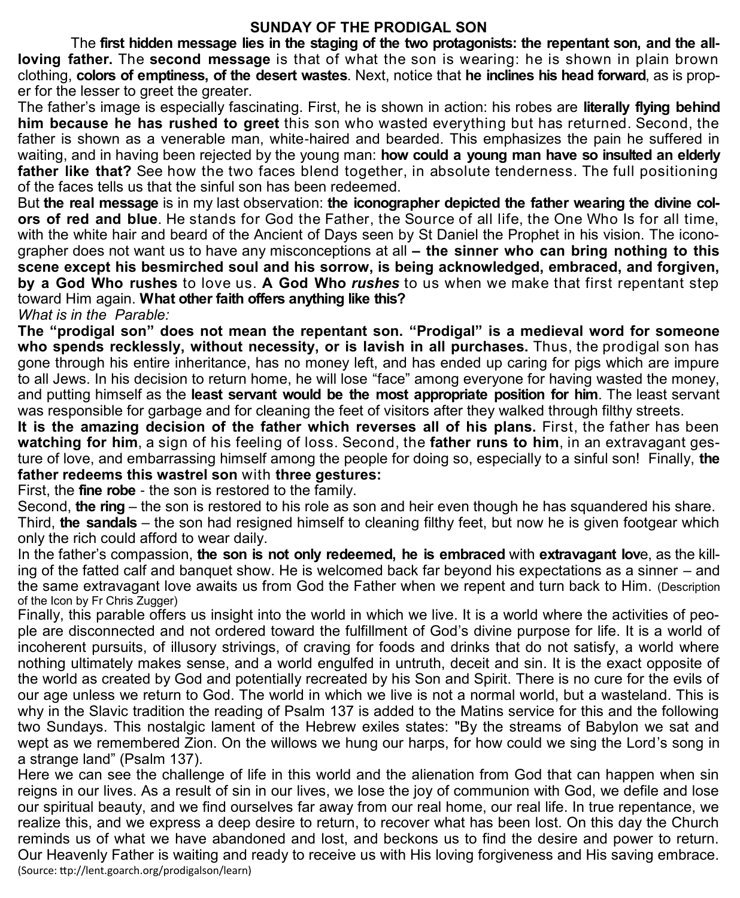# SUNDAY OF THE PRODIGAL SON

The **first hidden message lies in the staging of the two protagonists: the repentant son, and the all-loving father.** The **second message** is that of what the son is wearing: he is shown in plain brown clothing, **colors of emptiness, of the desert wastes**. Next, notice that **he inclines his head forward**, as is proper for the lesser to greet the greater.

The father's image is especially fascinating. First, he is shown in action: his robes are **literally flying behind him because he has rushed to greet** this son who wasted everything but has returned. Second, the father is shown as a venerable man, white-haired and bearded. This emphasizes the pain he suffered in waiting, and in having been rejected by the young man: **how could a young man have so insulted an elderly father like that?** See how the two faces blend together, in absolute tenderness. The full positioning of the faces tells us that the sinful son has been redeemed.

But **the real message** is in my last observation: **the iconographer depicted the father wearing the divine colors of red and blue**. He stands for God the Father, the Source of all life, the One Who Is for all time, with the white hair and beard of the Ancient of Days seen by St Daniel the Prophet in his vision. The iconographer does not want us to have any misconceptions at all **– the sinner who can bring nothing to this scene except his besmirched soul and his sorrow, is being acknowledged, embraced, and forgiven, by a God Who rushes** to love us. **A God Who *rushes*** to us when we make that first repentant step toward Him again. **What other faith offers anything like this?**

*What is in the Parable:*

**The "prodigal son" does not mean the repentant son. "Prodigal" is a medieval word for someone who spends recklessly, without necessity, or is lavish in all purchases.** Thus, the prodigal son has gone through his entire inheritance, has no money left, and has ended up caring for pigs which are impure to all Jews. In his decision to return home, he will lose "face" among everyone for having wasted the money, and putting himself as the **least servant would be the most appropriate position for him**. The least servant was responsible for garbage and for cleaning the feet of visitors after they walked through filthy streets.

**It is the amazing decision of the father which reverses all of his plans.** First, the father has been **watching for him**, a sign of his feeling of loss. Second, the **father runs to him**, in an extravagant gesture of love, and embarrassing himself among the people for doing so, especially to a sinful son! Finally, **the father redeems this wastrel son** with **three gestures:**

First, the **fine robe** - the son is restored to the family.

Second, **the ring** – the son is restored to his role as son and heir even though he has squandered his share.

Third, **the sandals** – the son had resigned himself to cleaning filthy feet, but now he is given footgear which only the rich could afford to wear daily.

In the father's compassion, **the son is not only redeemed, he is embraced** with **extravagant lov**e, as the killing of the fatted calf and banquet show. He is welcomed back far beyond his expectations as a sinner – and the same extravagant love awaits us from God the Father when we repent and turn back to Him. (Description of the Icon by Fr Chris Zugger)

Finally, this parable offers us insight into the world in which we live. It is a world where the activities of people are disconnected and not ordered toward the fulfillment of God's divine purpose for life. It is a world of incoherent pursuits, of illusory strivings, of craving for foods and drinks that do not satisfy, a world where nothing ultimately makes sense, and a world engulfed in untruth, deceit and sin. It is the exact opposite of the world as created by God and potentially recreated by his Son and Spirit. There is no cure for the evils of our age unless we return to God. The world in which we live is not a normal world, but a wasteland. This is why in the Slavic tradition the reading of Psalm 137 is added to the Matins service for this and the following two Sundays. This nostalgic lament of the Hebrew exiles states: "By the streams of Babylon we sat and wept as we remembered Zion. On the willows we hung our harps, for how could we sing the Lord's song in a strange land" (Psalm 137).

Here we can see the challenge of life in this world and the alienation from God that can happen when sin reigns in our lives. As a result of sin in our lives, we lose the joy of communion with God, we defile and lose our spiritual beauty, and we find ourselves far away from our real home, our real life. In true repentance, we realize this, and we express a deep desire to return, to recover what has been lost. On this day the Church reminds us of what we have abandoned and lost, and beckons us to find the desire and power to return. Our Heavenly Father is waiting and ready to receive us with His loving forgiveness and His saving embrace. (Source: ttp://lent.goarch.org/prodigalson/learn)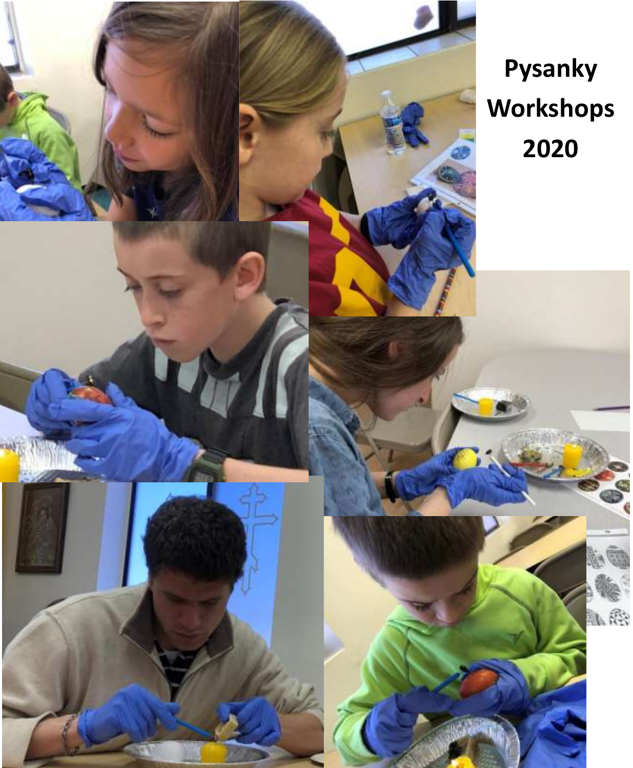**Pysanky Workshops 2020**